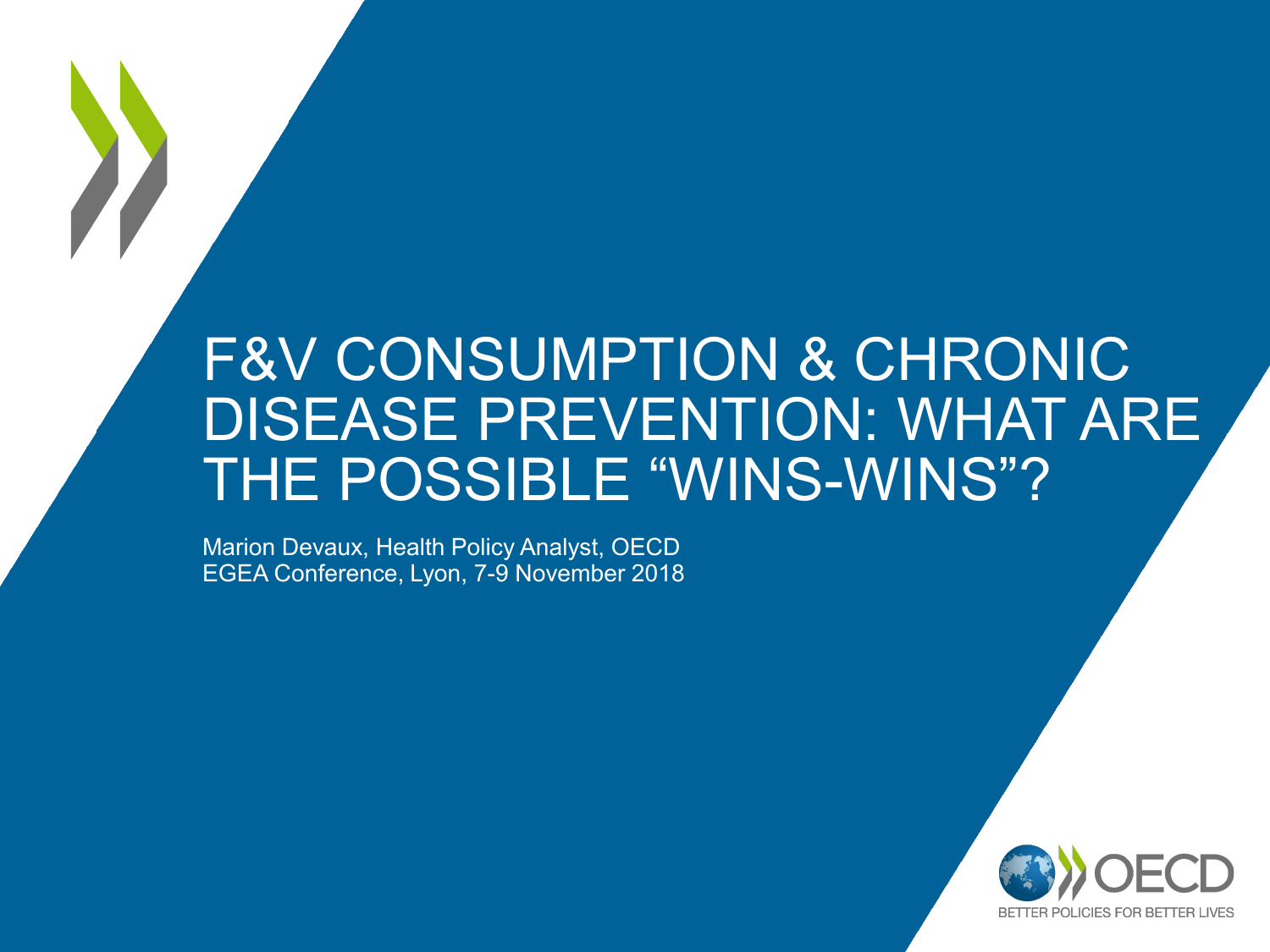# F&V CONSUMPTION & CHRONIC DISEASE PREVENTION: WHAT ARE THE POSSIBLE "WINS-WINS"?

Marion Devaux, Health Policy Analyst, OECD
EGEA Conference, Lyon, 7-9 November 2018

OECD
BETTER POLICIES FOR BETTER LIVES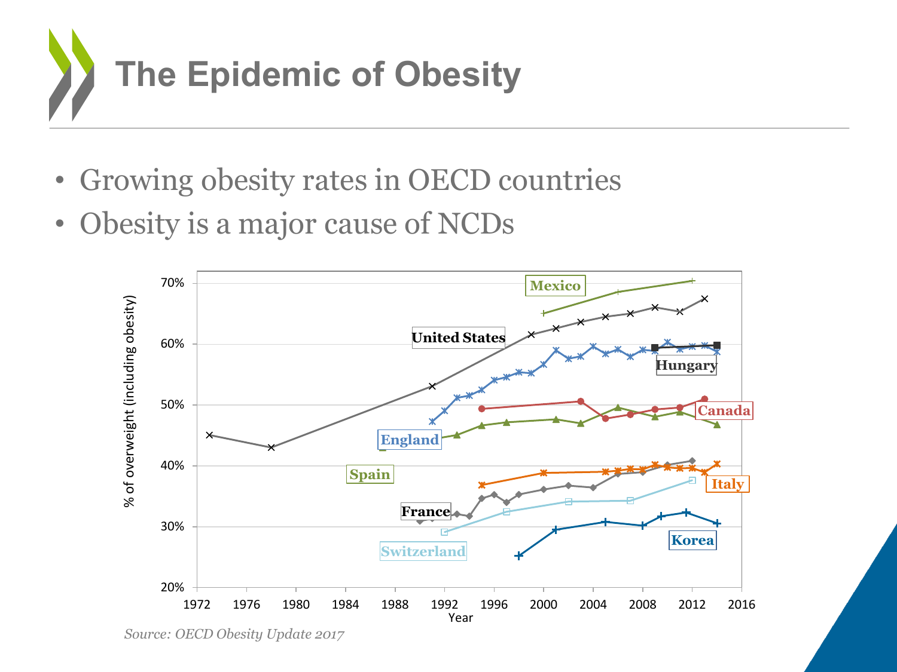# The Epidemic of Obesity

- Growing obesity rates in OECD countries
- Obesity is a major cause of NCDs

*Source: OECD Obesity Update 2017*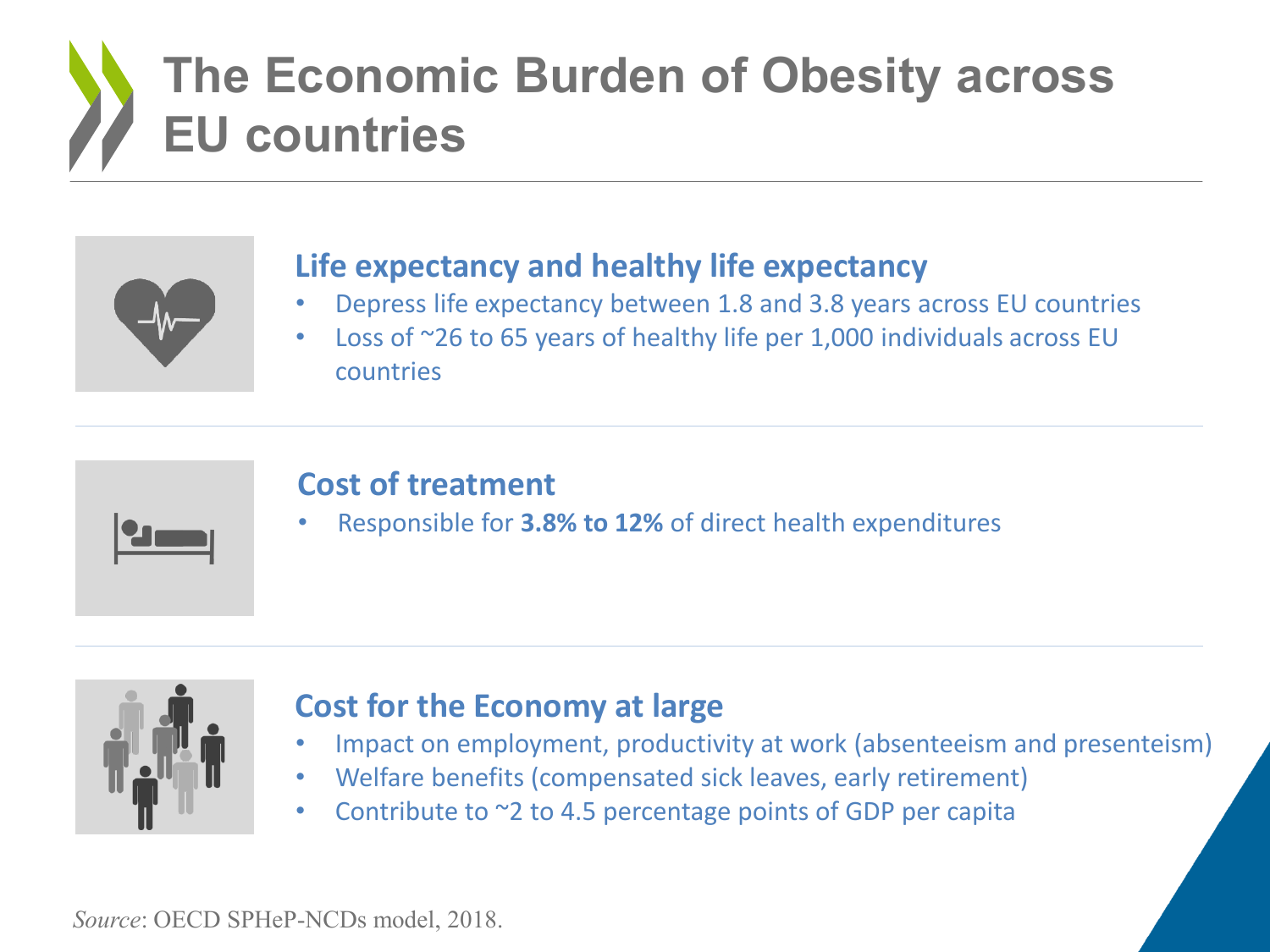# The Economic Burden of Obesity across EU countries

### Life expectancy and healthy life expectancy

- Depress life expectancy between 1.8 and 3.8 years across EU countries
- Loss of ~26 to 65 years of healthy life per 1,000 individuals across EU countries

### Cost of treatment

- Responsible for **3.8% to 12%** of direct health expenditures

### Cost for the Economy at large

- Impact on employment, productivity at work (absenteeism and presenteeism)
- Welfare benefits (compensated sick leaves, early retirement)
- Contribute to ~2 to 4.5 percentage points of GDP per capita

*Source*: OECD SPHeP-NCDs model, 2018.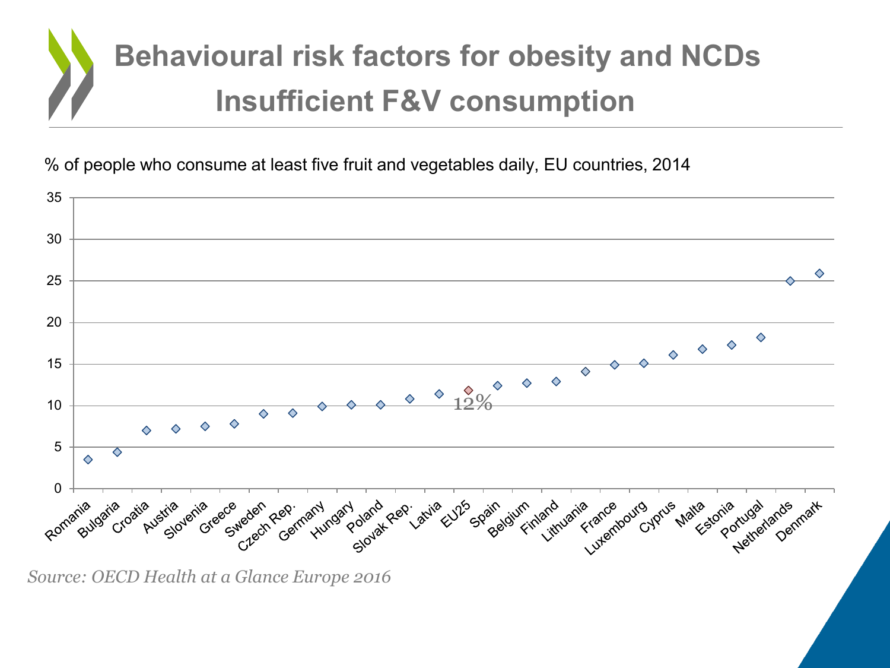# Behavioural risk factors for obesity and NCDs
## Insufficient F&V consumption

% of people who consume at least five fruit and vegetables daily, EU countries, 2014

| Country | % |
|---|---|
| Romania | 3.5 |
| Bulgaria | 4.4 |
| Croatia | 7.0 |
| Austria | 7.2 |
| Slovenia | 7.5 |
| Greece | 7.8 |
| Sweden | 9.0 |
| Czech Rep. | 9.1 |
| Germany | 9.9 |
| Hungary | 10.1 |
| Poland | 10.1 |
| Slovak Rep. | 10.8 |
| Latvia | 11.4 |
| EU25 | 12% |
| Spain | 12.4 |
| Belgium | 12.7 |
| Finland | 12.9 |
| Lithuania | 14.1 |
| France | 14.9 |
| Luxembourg | 15.1 |
| Cyprus | 16.1 |
| Malta | 16.8 |
| Estonia | 17.3 |
| Portugal | 18.2 |
| Netherlands | 25.0 |
| Denmark | 25.9 |

*Source: OECD Health at a Glance Europe 2016*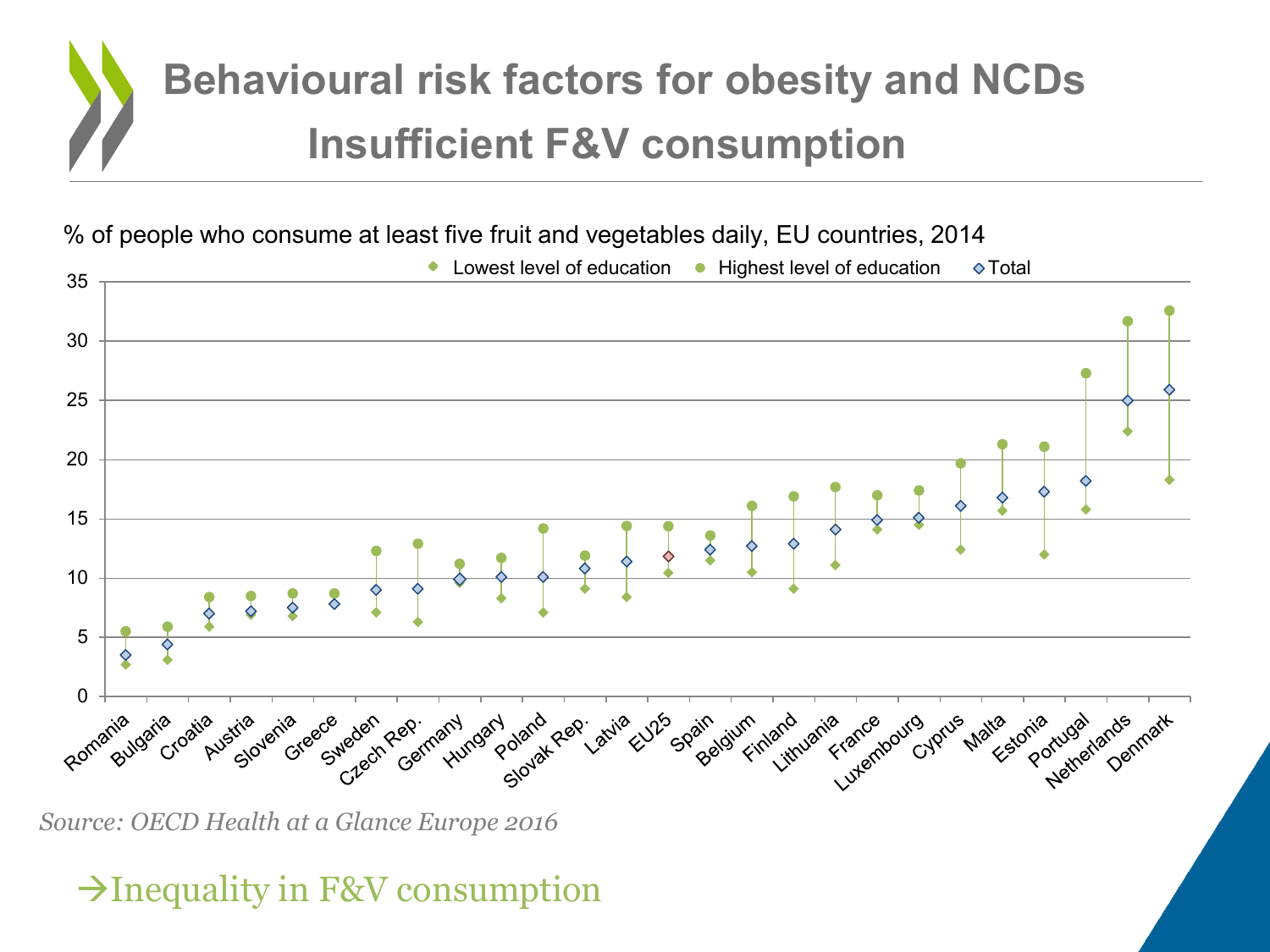# Behavioural risk factors for obesity and NCDs
## Insufficient F&V consumption

% of people who consume at least five fruit and vegetables daily, EU countries, 2014

*Source: OECD Health at a Glance Europe 2016*

→Inequality in F&V consumption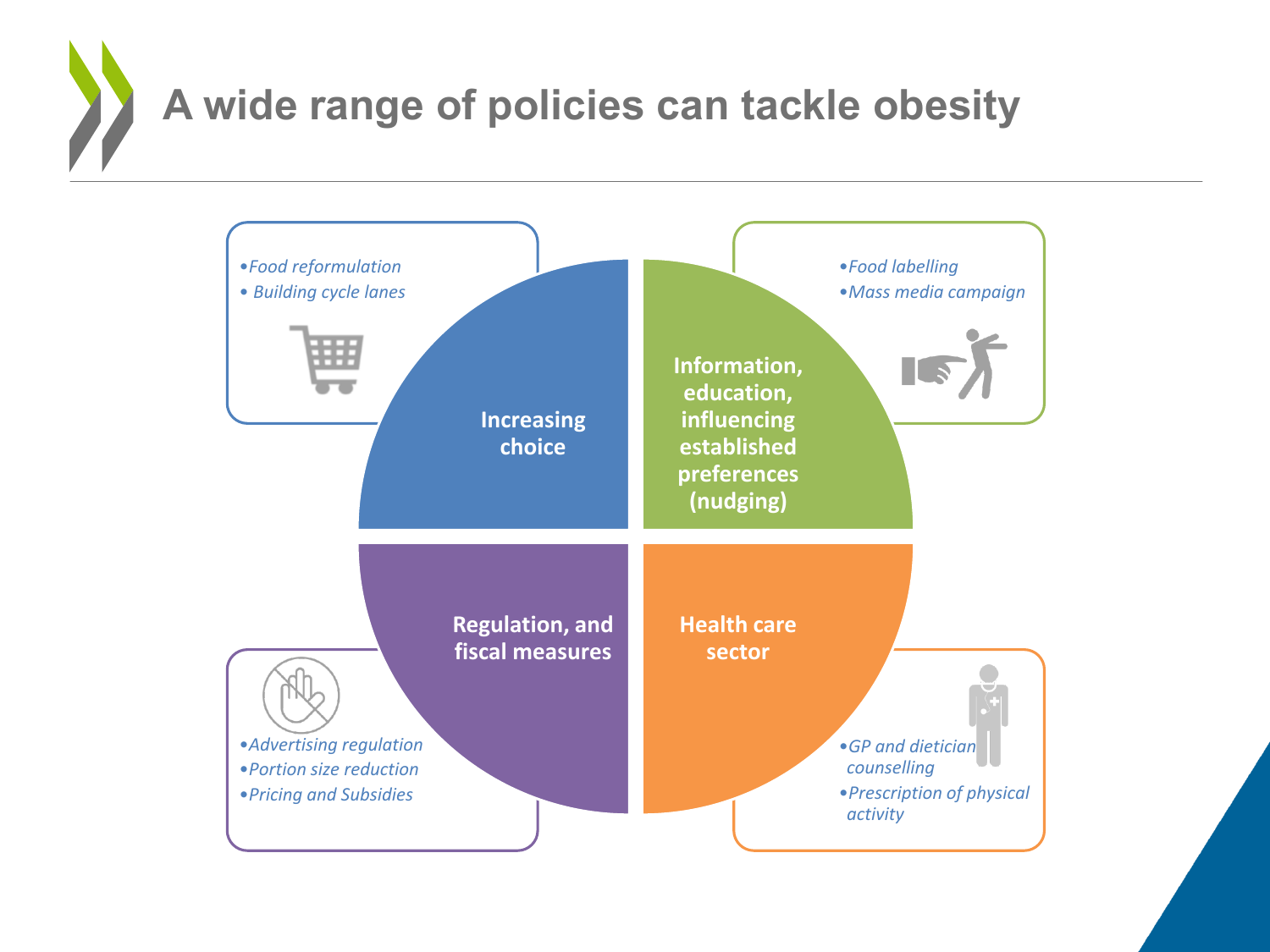# A wide range of policies can tackle obesity

## Increasing choice

- *Food reformulation*
- *Building cycle lanes*

## Information, education, influencing established preferences (nudging)

- *Food labelling*
- *Mass media campaign*

## Regulation, and fiscal measures

- *Advertising regulation*
- *Portion size reduction*
- *Pricing and Subsidies*

## Health care sector

- *GP and dietician counselling*
- *Prescription of physical activity*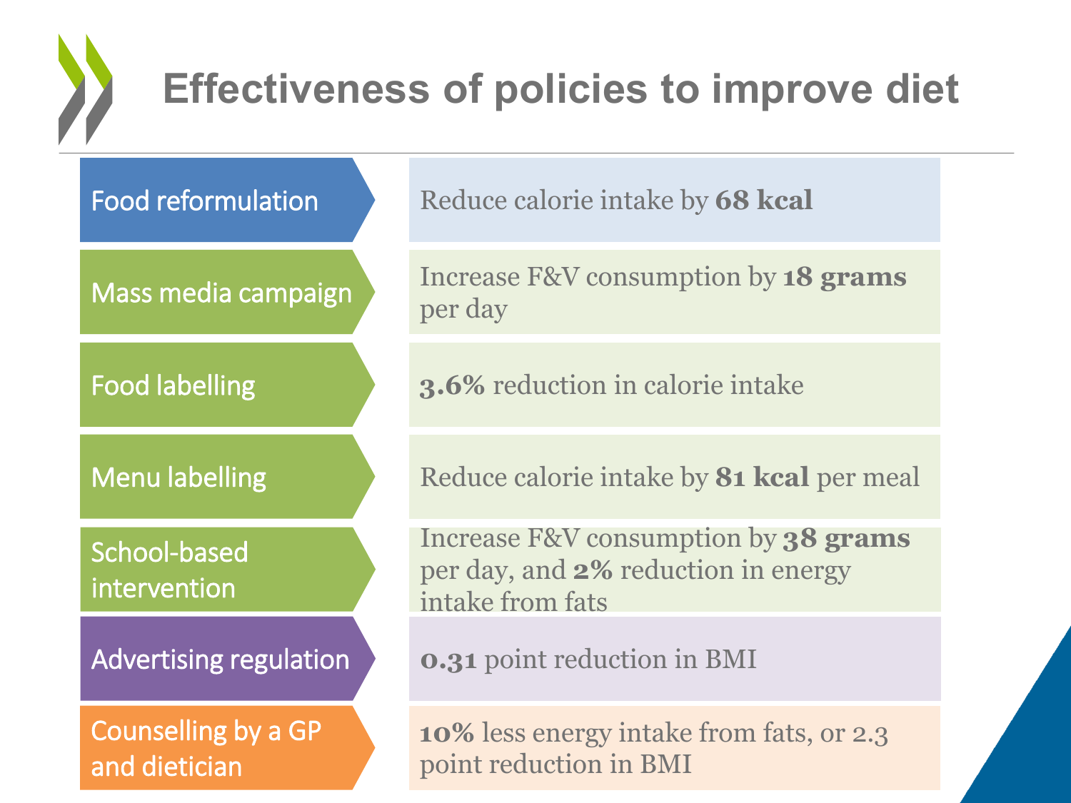# Effectiveness of policies to improve diet

| Policy | Effect |
| --- | --- |
| Food reformulation | Reduce calorie intake by **68 kcal** |
| Mass media campaign | Increase F&V consumption by **18 grams** per day |
| Food labelling | **3.6%** reduction in calorie intake |
| Menu labelling | Reduce calorie intake by **81 kcal** per meal |
| School-based intervention | Increase F&V consumption by **38 grams** per day, and **2%** reduction in energy intake from fats |
| Advertising regulation | **0.31** point reduction in BMI |
| Counselling by a GP and dietician | **10%** less energy intake from fats, or 2.3 point reduction in BMI |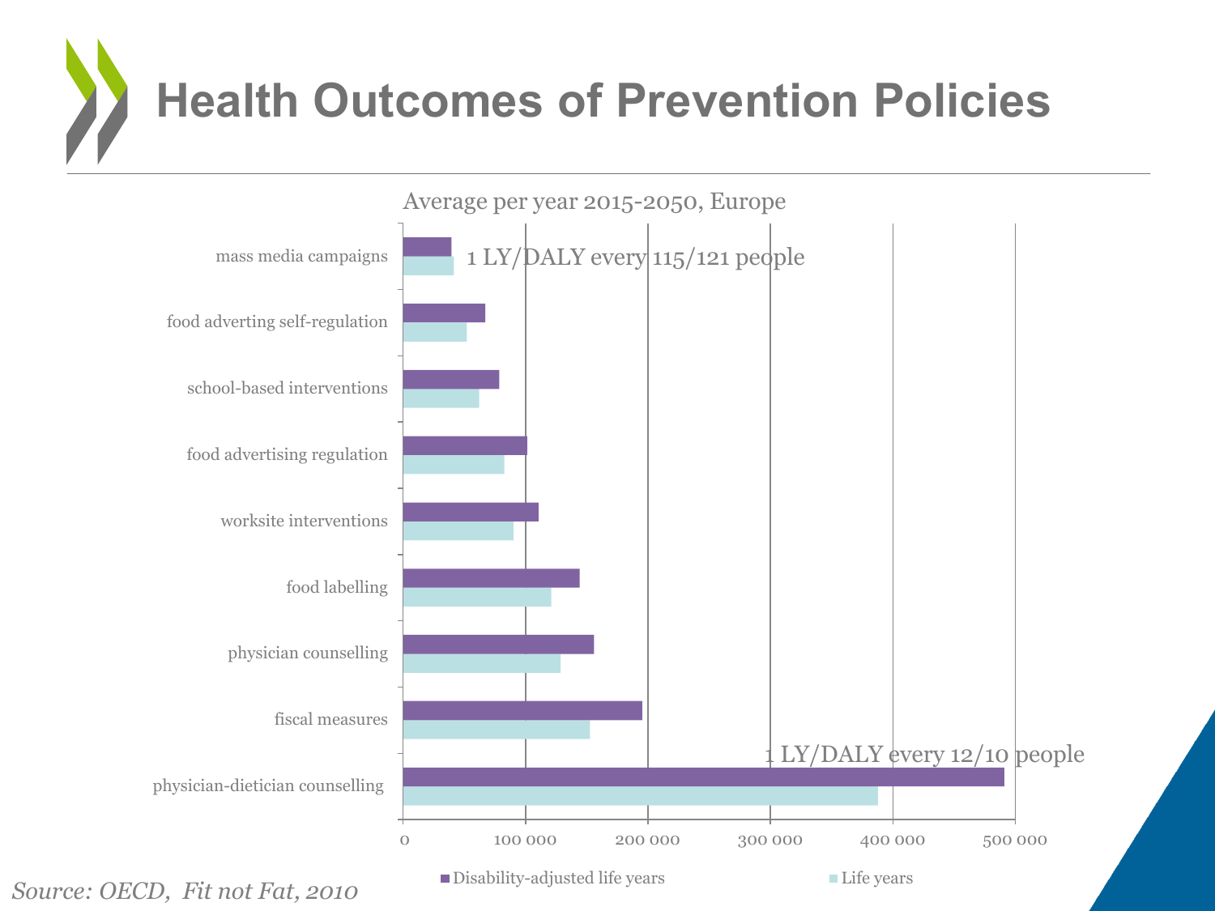# Health Outcomes of Prevention Policies

Average per year 2015-2050, Europe

| Policy | Disability-adjusted life years | Life years |
| --- | --- | --- |
| mass media campaigns | | |
| food adverting self-regulation | | |
| school-based interventions | | |
| food advertising regulation | | |
| worksite interventions | | |
| food labelling | | |
| physician counselling | | |
| fiscal measures | | |
| physician-dietician counselling | | |

1 LY/DALY every 115/121 people

1 LY/DALY every 12/10 people

0 | 100 000 | 200 000 | 300 000 | 400 000 | 500 000

Disability-adjusted life years | Life years

*Source: OECD, Fit not Fat, 2010*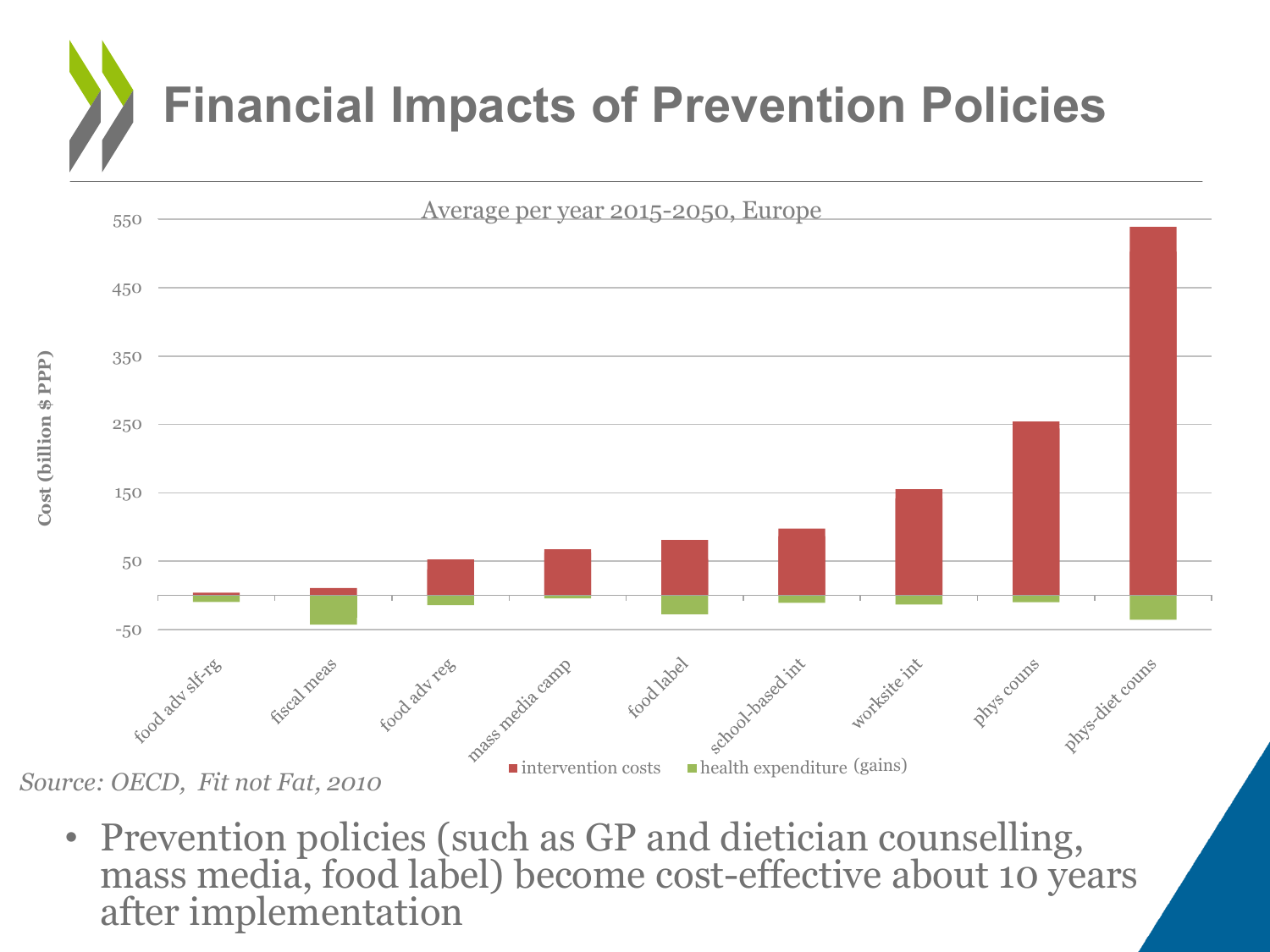# Financial Impacts of Prevention Policies

Average per year 2015-2050, Europe

Cost (billion $ PPP)

550
450
350
250
150
50
-50

food adv slf-rg, fiscal meas, food adv reg, mass media camp, food label, school-based int, worksite int, phys couns, phys-diet couns

intervention costs | health expenditure (gains)

*Source: OECD, Fit not Fat, 2010*

- Prevention policies (such as GP and dietician counselling, mass media, food label) become cost-effective about 10 years after implementation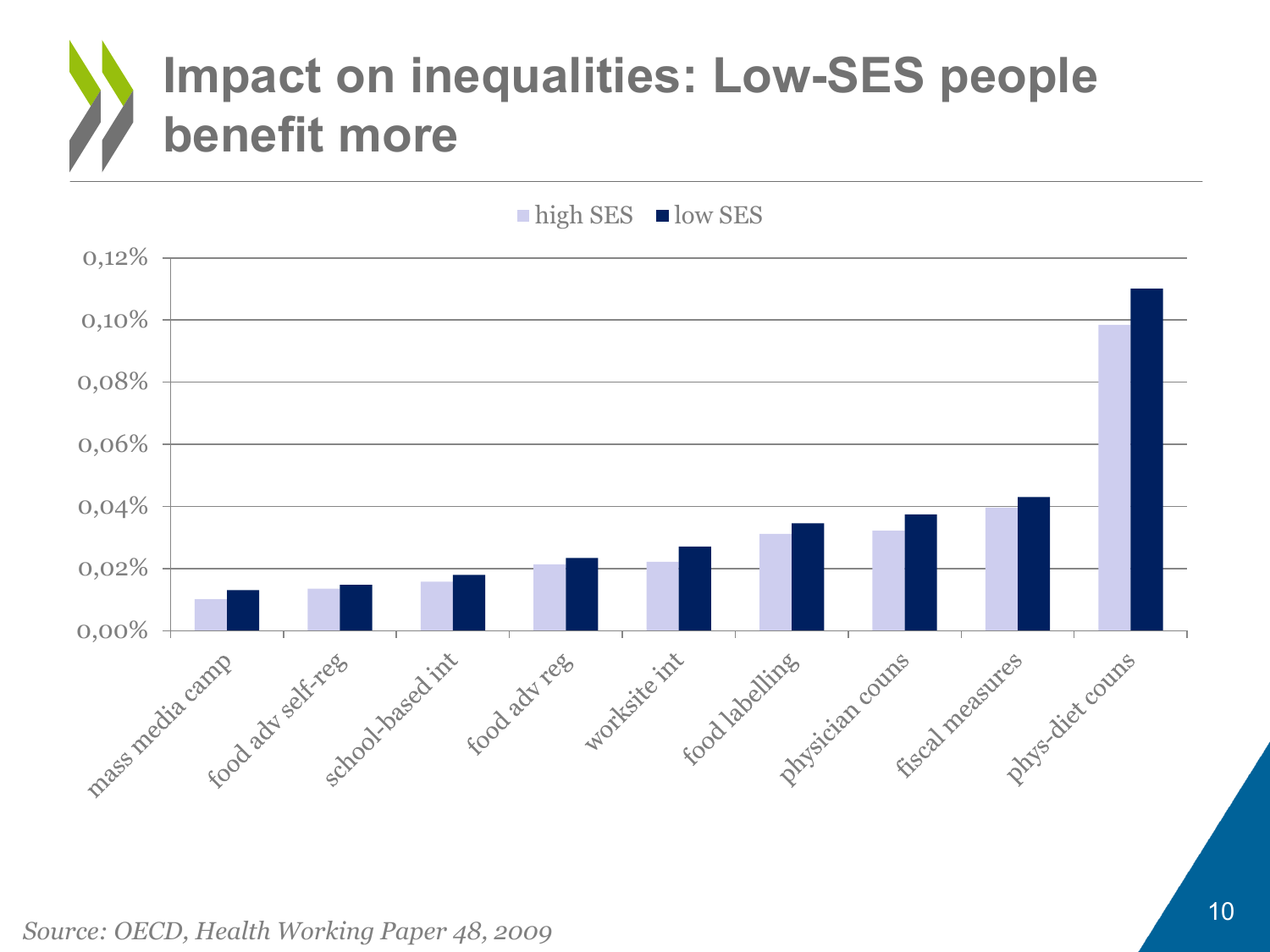# Impact on inequalities: Low-SES people benefit more

high SES ■ low SES

0,12%
0,10%
0,08%
0,06%
0,04%
0,02%
0,00%

mass media camp, food adv self-reg, school-based int, food adv reg, worksite int, food labelling, physician couns, fiscal measures, phys-diet couns

*Source: OECD, Health Working Paper 48, 2009*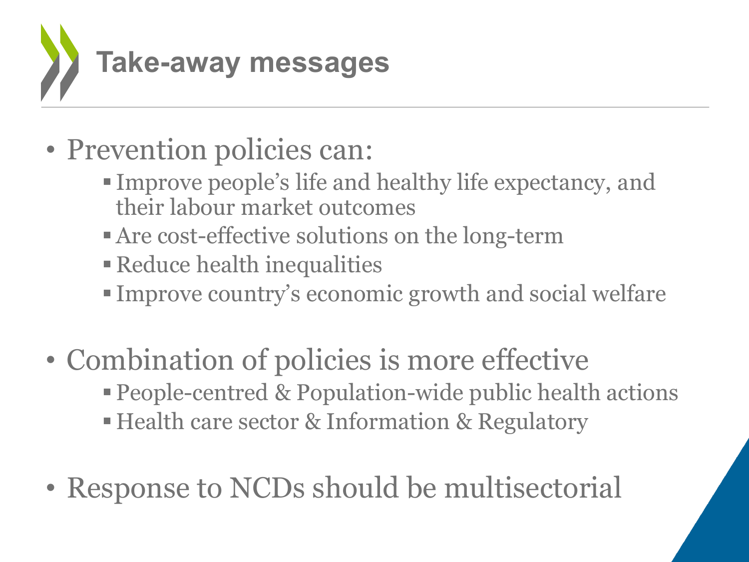# Take-away messages

- Prevention policies can:
  - Improve people's life and healthy life expectancy, and their labour market outcomes
  - Are cost-effective solutions on the long-term
  - Reduce health inequalities
  - Improve country's economic growth and social welfare

- Combination of policies is more effective
  - People-centred & Population-wide public health actions
  - Health care sector & Information & Regulatory

- Response to NCDs should be multisectorial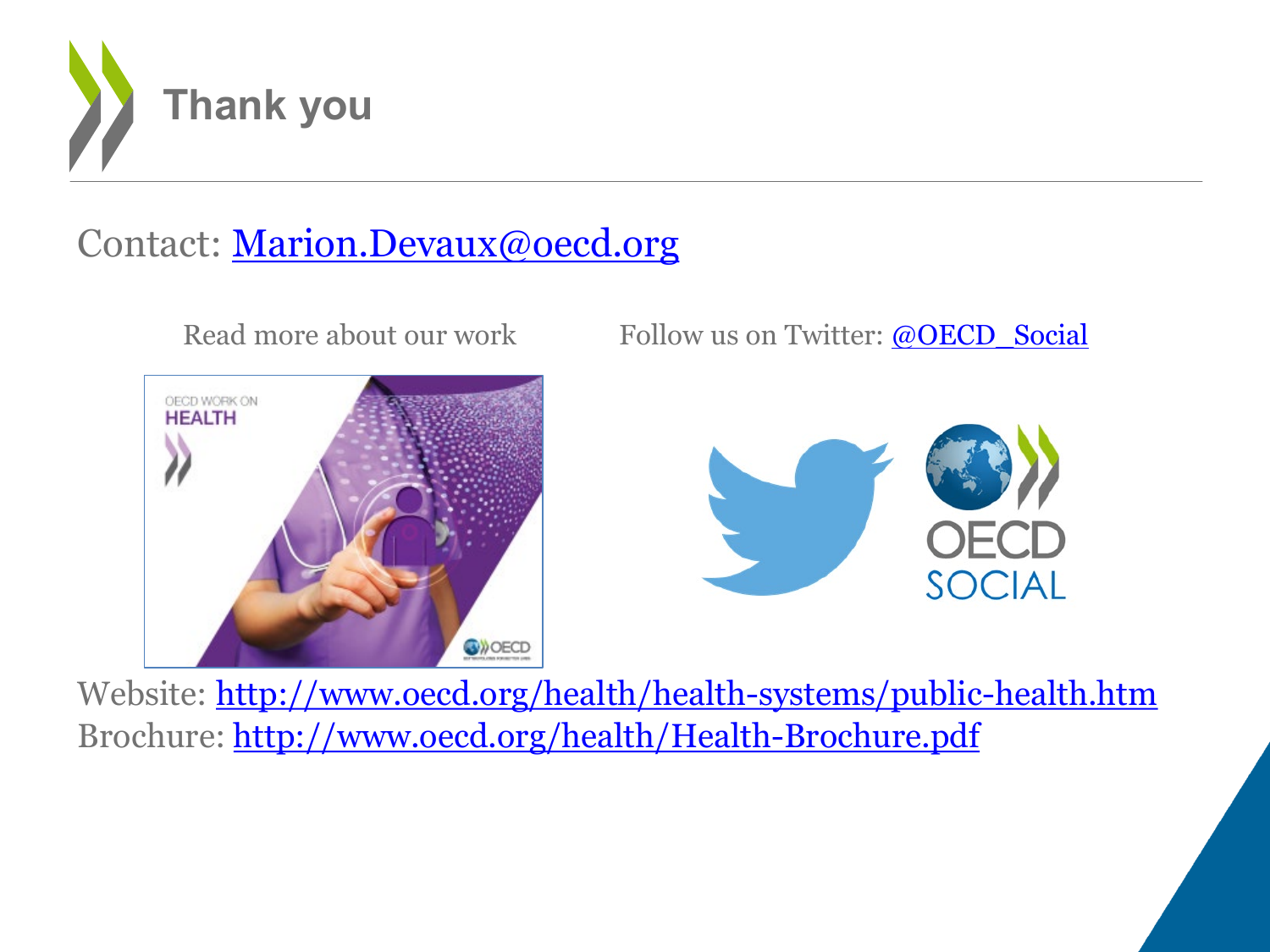# Thank you

Contact: Marion.Devaux@oecd.org

Read more about our work

Follow us on Twitter: @OECD_Social

Website: http://www.oecd.org/health/health-systems/public-health.htm

Brochure: http://www.oecd.org/health/Health-Brochure.pdf